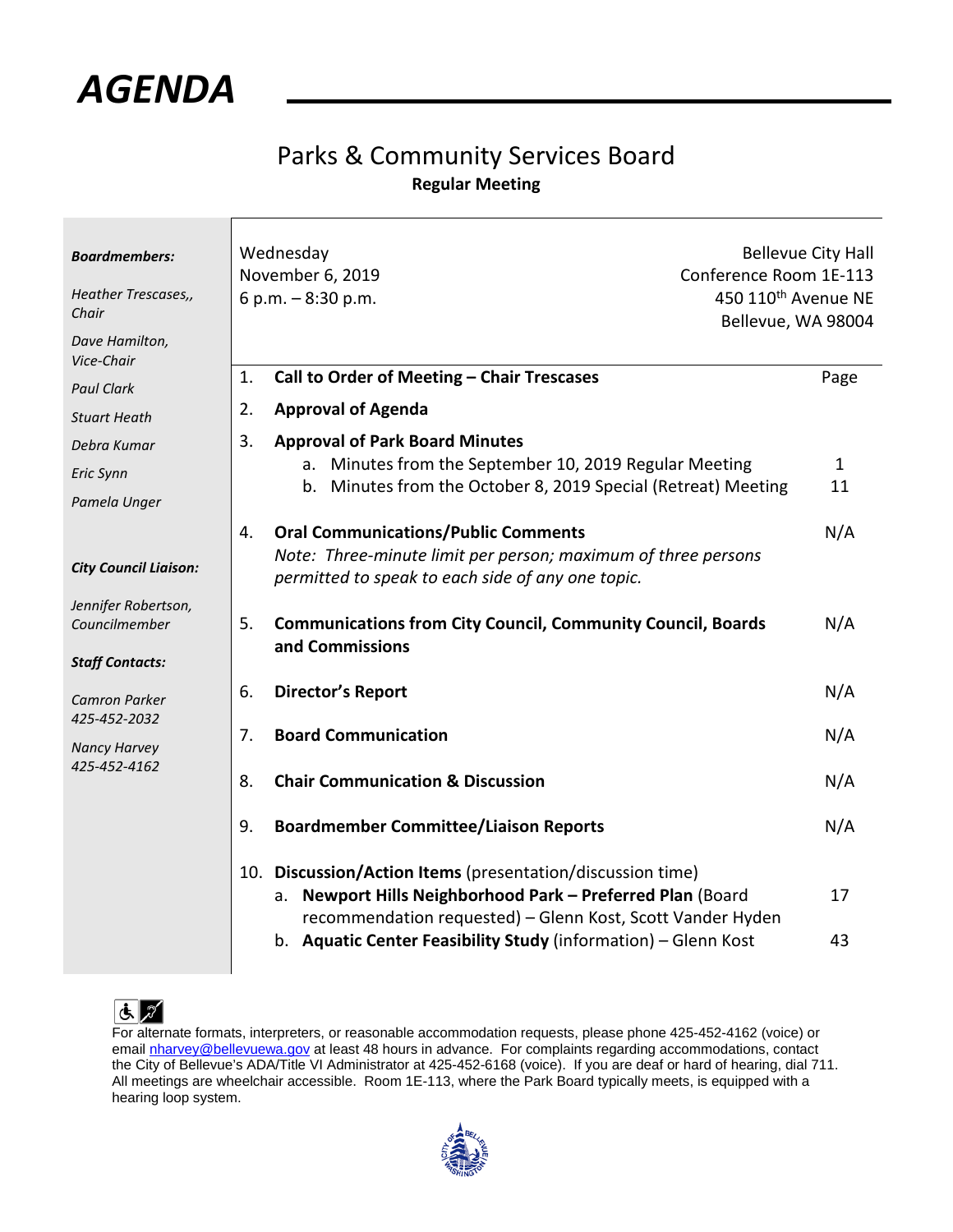# *AGENDA*

## Parks & Community Services Board

**Regular Meeting**

***Boardmembers:***

*Heather Trescases,, Chair*

*Dave Hamilton, Vice-Chair*

*Paul Clark*

*Stuart Heath*

*Debra Kumar*

*Eric Synn*

*Pamela Unger*

***City Council Liaison:***

*Jennifer Robertson, Councilmember*

***Staff Contacts:***

*Camron Parker*
*425-452-2032*

*Nancy Harvey*
*425-452-4162*

Wednesday
November 6, 2019
6 p.m. – 8:30 p.m.

Bellevue City Hall
Conference Room 1E-113
450 110th Avenue NE
Bellevue, WA 98004

| | | Page |
|---|---|---|
| 1. | **Call to Order of Meeting – Chair Trescases** | |
| 2. | **Approval of Agenda** | |
| 3. | **Approval of Park Board Minutes** | |
| | a. Minutes from the September 10, 2019 Regular Meeting | 1 |
| | b. Minutes from the October 8, 2019 Special (Retreat) Meeting | 11 |
| 4. | **Oral Communications/Public Comments** *Note: Three-minute limit per person; maximum of three persons permitted to speak to each side of any one topic.* | N/A |
| 5. | **Communications from City Council, Community Council, Boards and Commissions** | N/A |
| 6. | **Director's Report** | N/A |
| 7. | **Board Communication** | N/A |
| 8. | **Chair Communication & Discussion** | N/A |
| 9. | **Boardmember Committee/Liaison Reports** | N/A |
| 10. | **Discussion/Action Items** (presentation/discussion time) | |
| | a. **Newport Hills Neighborhood Park – Preferred Plan** (Board recommendation requested) – Glenn Kost, Scott Vander Hyden | 17 |
| | b. **Aquatic Center Feasibility Study** (information) – Glenn Kost | 43 |

For alternate formats, interpreters, or reasonable accommodation requests, please phone 425-452-4162 (voice) or email nharvey@bellevuewa.gov at least 48 hours in advance. For complaints regarding accommodations, contact the City of Bellevue's ADA/Title VI Administrator at 425-452-6168 (voice). If you are deaf or hard of hearing, dial 711. All meetings are wheelchair accessible. Room 1E-113, where the Park Board typically meets, is equipped with a hearing loop system.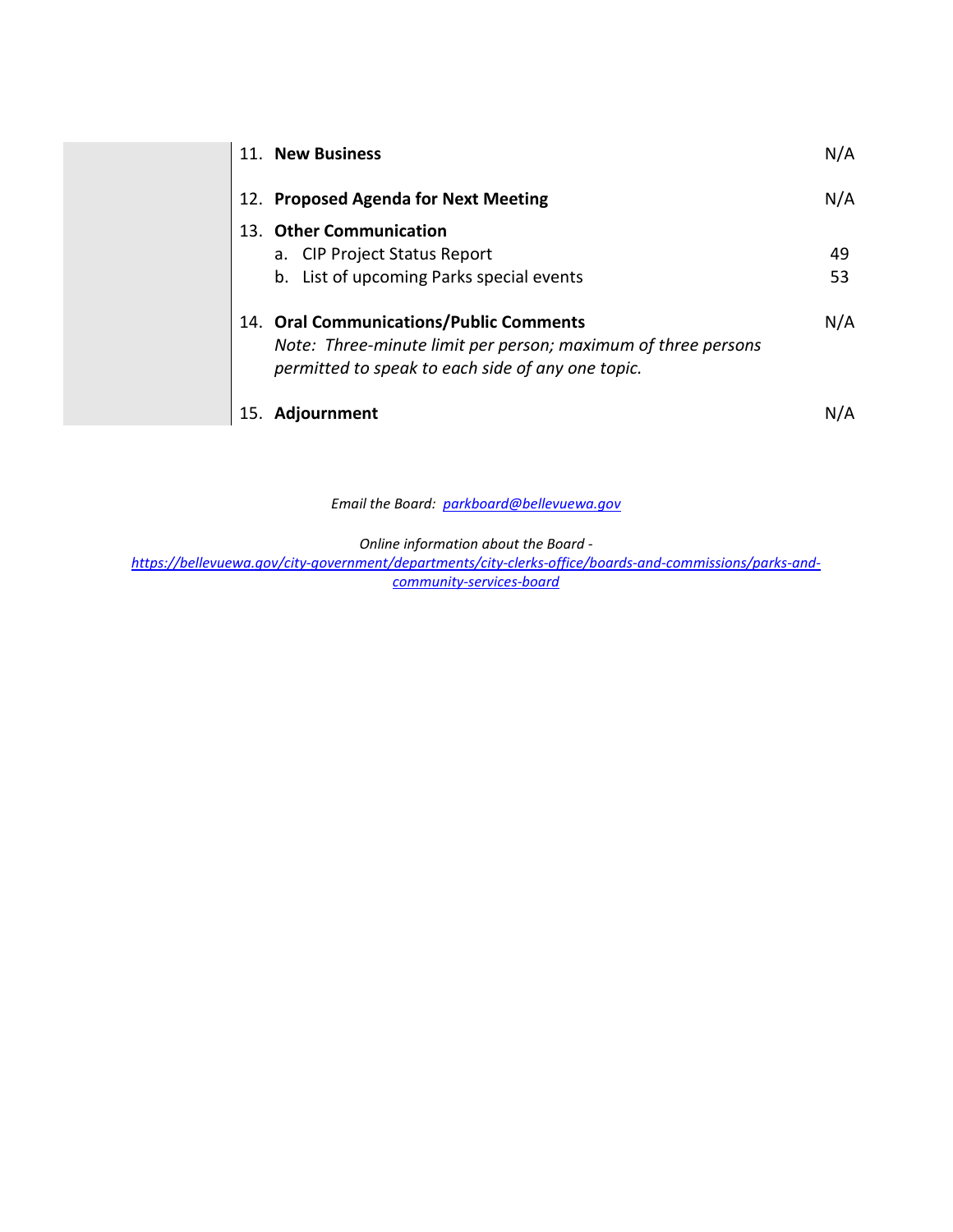| | |
|---|---|
| 11. **New Business** | N/A |
| 12. **Proposed Agenda for Next Meeting** | N/A |
| 13. **Other Communication** | |
| a. CIP Project Status Report | 49 |
| b. List of upcoming Parks special events | 53 |
| 14. **Oral Communications/Public Comments** *Note: Three-minute limit per person; maximum of three persons permitted to speak to each side of any one topic.* | N/A |
| 15. **Adjournment** | N/A |

*Email the Board: [parkboard@bellevuewa.gov](mailto:parkboard@bellevuewa.gov)*

*Online information about the Board - [https://bellevuewa.gov/city-government/departments/city-clerks-office/boards-and-commissions/parks-and-community-services-board](https://bellevuewa.gov/city-government/departments/city-clerks-office/boards-and-commissions/parks-and-community-services-board)*